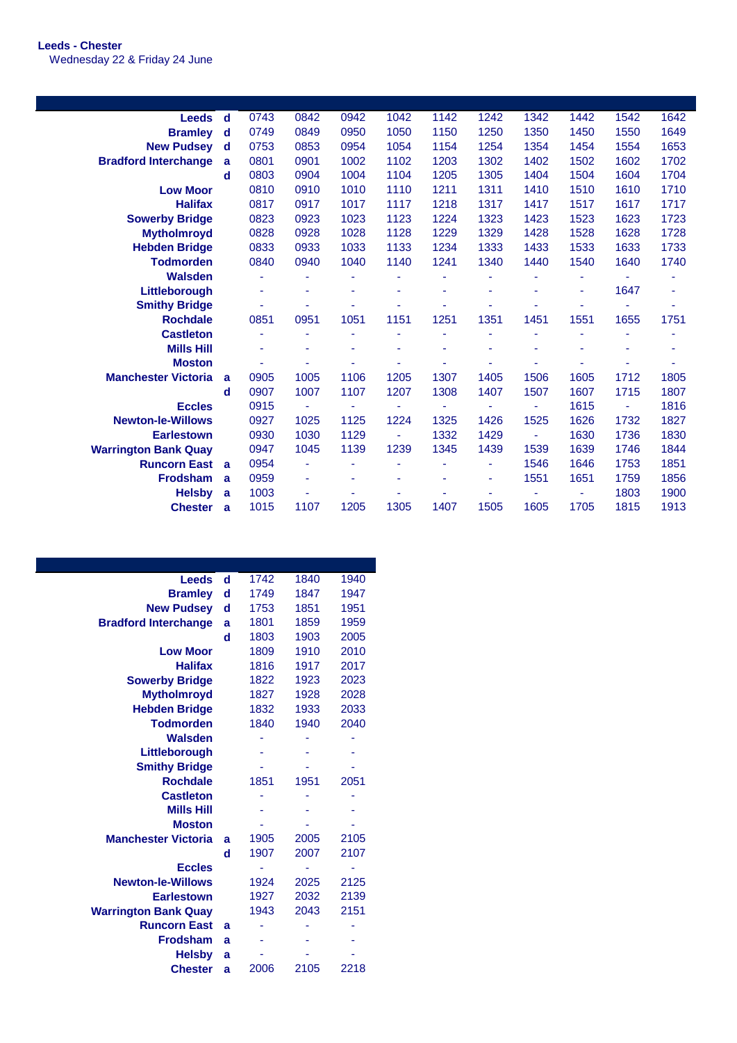**Leeds - Chester**
Wednesday 22 & Friday 24 June

| | | | | | | | | | | | |
|---|---|---|---|---|---|---|---|---|---|---|---|
| **Leeds** | **d** | 0743 | 0842 | 0942 | 1042 | 1142 | 1242 | 1342 | 1442 | 1542 | 1642 |
| **Bramley** | **d** | 0749 | 0849 | 0950 | 1050 | 1150 | 1250 | 1350 | 1450 | 1550 | 1649 |
| **New Pudsey** | **d** | 0753 | 0853 | 0954 | 1054 | 1154 | 1254 | 1354 | 1454 | 1554 | 1653 |
| **Bradford Interchange** | **a** | 0801 | 0901 | 1002 | 1102 | 1203 | 1302 | 1402 | 1502 | 1602 | 1702 |
| | **d** | 0803 | 0904 | 1004 | 1104 | 1205 | 1305 | 1404 | 1504 | 1604 | 1704 |
| **Low Moor** | | 0810 | 0910 | 1010 | 1110 | 1211 | 1311 | 1410 | 1510 | 1610 | 1710 |
| **Halifax** | | 0817 | 0917 | 1017 | 1117 | 1218 | 1317 | 1417 | 1517 | 1617 | 1717 |
| **Sowerby Bridge** | | 0823 | 0923 | 1023 | 1123 | 1224 | 1323 | 1423 | 1523 | 1623 | 1723 |
| **Mytholmroyd** | | 0828 | 0928 | 1028 | 1128 | 1229 | 1329 | 1428 | 1528 | 1628 | 1728 |
| **Hebden Bridge** | | 0833 | 0933 | 1033 | 1133 | 1234 | 1333 | 1433 | 1533 | 1633 | 1733 |
| **Todmorden** | | 0840 | 0940 | 1040 | 1140 | 1241 | 1340 | 1440 | 1540 | 1640 | 1740 |
| **Walsden** | | - | - | - | - | - | - | - | - | - | - |
| **Littleborough** | | - | - | - | - | - | - | - | - | 1647 | - |
| **Smithy Bridge** | | - | - | - | - | - | - | - | - | - | - |
| **Rochdale** | | 0851 | 0951 | 1051 | 1151 | 1251 | 1351 | 1451 | 1551 | 1655 | 1751 |
| **Castleton** | | - | - | - | - | - | - | - | - | - | - |
| **Mills Hill** | | - | - | - | - | - | - | - | - | - | - |
| **Moston** | | - | - | - | - | - | - | - | - | - | - |
| **Manchester Victoria** | **a** | 0905 | 1005 | 1106 | 1205 | 1307 | 1405 | 1506 | 1605 | 1712 | 1805 |
| | **d** | 0907 | 1007 | 1107 | 1207 | 1308 | 1407 | 1507 | 1607 | 1715 | 1807 |
| **Eccles** | | 0915 | - | - | - | - | - | - | 1615 | - | 1816 |
| **Newton-le-Willows** | | 0927 | 1025 | 1125 | 1224 | 1325 | 1426 | 1525 | 1626 | 1732 | 1827 |
| **Earlestown** | | 0930 | 1030 | 1129 | - | 1332 | 1429 | - | 1630 | 1736 | 1830 |
| **Warrington Bank Quay** | | 0947 | 1045 | 1139 | 1239 | 1345 | 1439 | 1539 | 1639 | 1746 | 1844 |
| **Runcorn East** | **a** | 0954 | - | - | - | - | - | 1546 | 1646 | 1753 | 1851 |
| **Frodsham** | **a** | 0959 | - | - | - | - | - | 1551 | 1651 | 1759 | 1856 |
| **Helsby** | **a** | 1003 | - | - | - | - | - | - | - | 1803 | 1900 |
| **Chester** | **a** | 1015 | 1107 | 1205 | 1305 | 1407 | 1505 | 1605 | 1705 | 1815 | 1913 |

| | | | | |
|---|---|---|---|---|
| **Leeds** | **d** | 1742 | 1840 | 1940 |
| **Bramley** | **d** | 1749 | 1847 | 1947 |
| **New Pudsey** | **d** | 1753 | 1851 | 1951 |
| **Bradford Interchange** | **a** | 1801 | 1859 | 1959 |
| | **d** | 1803 | 1903 | 2005 |
| **Low Moor** | | 1809 | 1910 | 2010 |
| **Halifax** | | 1816 | 1917 | 2017 |
| **Sowerby Bridge** | | 1822 | 1923 | 2023 |
| **Mytholmroyd** | | 1827 | 1928 | 2028 |
| **Hebden Bridge** | | 1832 | 1933 | 2033 |
| **Todmorden** | | 1840 | 1940 | 2040 |
| **Walsden** | | - | - | - |
| **Littleborough** | | - | - | - |
| **Smithy Bridge** | | - | - | - |
| **Rochdale** | | 1851 | 1951 | 2051 |
| **Castleton** | | - | - | - |
| **Mills Hill** | | - | - | - |
| **Moston** | | - | - | - |
| **Manchester Victoria** | **a** | 1905 | 2005 | 2105 |
| | **d** | 1907 | 2007 | 2107 |
| **Eccles** | | - | - | - |
| **Newton-le-Willows** | | 1924 | 2025 | 2125 |
| **Earlestown** | | 1927 | 2032 | 2139 |
| **Warrington Bank Quay** | | 1943 | 2043 | 2151 |
| **Runcorn East** | **a** | - | - | - |
| **Frodsham** | **a** | - | - | - |
| **Helsby** | **a** | - | - | - |
| **Chester** | **a** | 2006 | 2105 | 2218 |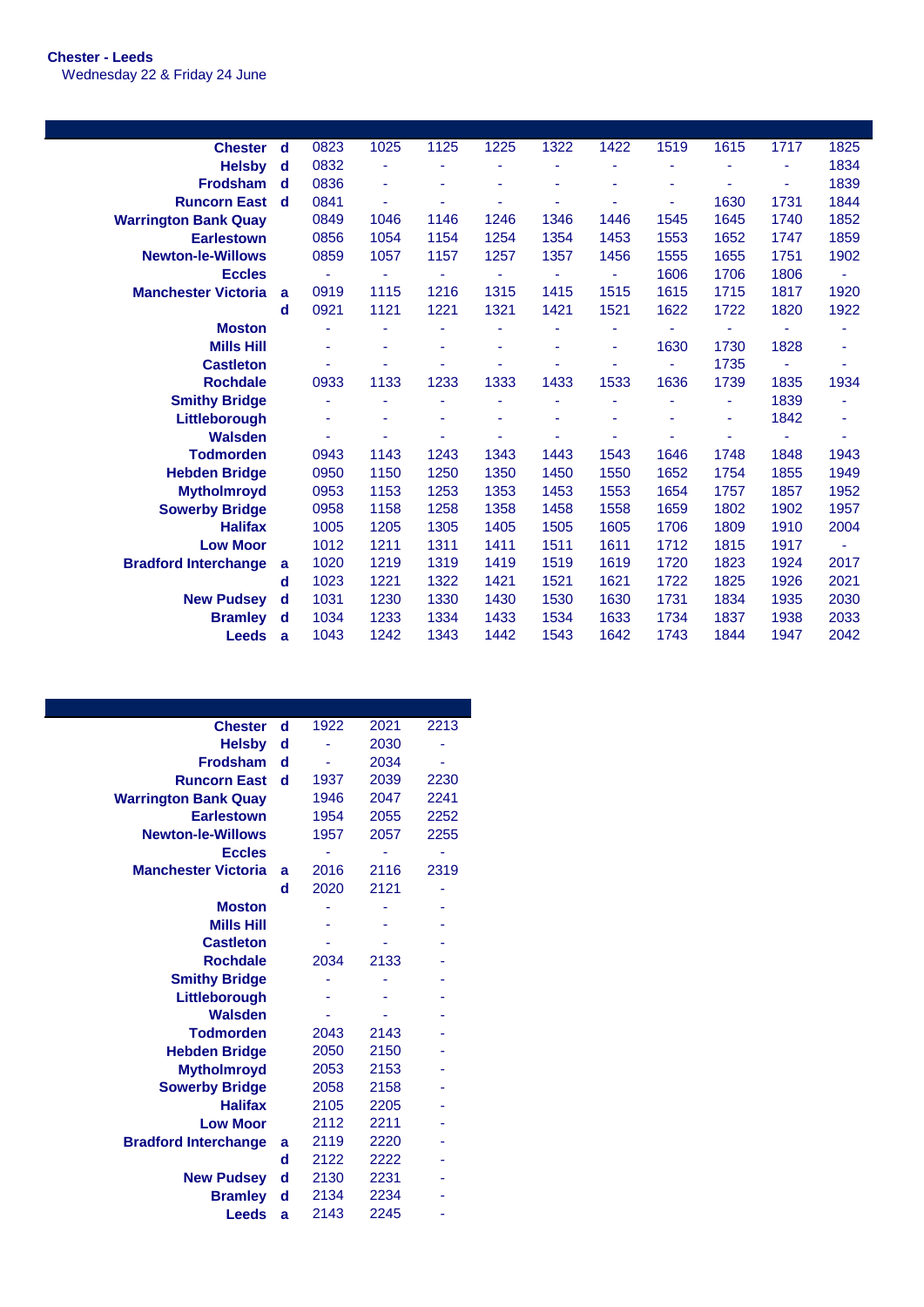**Chester - Leeds**

Wednesday 22 & Friday 24 June

| | | | | | | | | | | | |
|---|---|---|---|---|---|---|---|---|---|---|---|
| **Chester** | **d** | 0823 | 1025 | 1125 | 1225 | 1322 | 1422 | 1519 | 1615 | 1717 | 1825 |
| **Helsby** | **d** | 0832 | - | - | - | - | - | - | - | - | 1834 |
| **Frodsham** | **d** | 0836 | - | - | - | - | - | - | - | - | 1839 |
| **Runcorn East** | **d** | 0841 | - | - | - | - | - | - | 1630 | 1731 | 1844 |
| **Warrington Bank Quay** | | 0849 | 1046 | 1146 | 1246 | 1346 | 1446 | 1545 | 1645 | 1740 | 1852 |
| **Earlestown** | | 0856 | 1054 | 1154 | 1254 | 1354 | 1453 | 1553 | 1652 | 1747 | 1859 |
| **Newton-le-Willows** | | 0859 | 1057 | 1157 | 1257 | 1357 | 1456 | 1555 | 1655 | 1751 | 1902 |
| **Eccles** | | - | - | - | - | - | - | 1606 | 1706 | 1806 | - |
| **Manchester Victoria** | **a** | 0919 | 1115 | 1216 | 1315 | 1415 | 1515 | 1615 | 1715 | 1817 | 1920 |
| | **d** | 0921 | 1121 | 1221 | 1321 | 1421 | 1521 | 1622 | 1722 | 1820 | 1922 |
| **Moston** | | - | - | - | - | - | - | - | - | - | - |
| **Mills Hill** | | - | - | - | - | - | - | 1630 | 1730 | 1828 | - |
| **Castleton** | | - | - | - | - | - | - | - | 1735 | - | - |
| **Rochdale** | | 0933 | 1133 | 1233 | 1333 | 1433 | 1533 | 1636 | 1739 | 1835 | 1934 |
| **Smithy Bridge** | | - | - | - | - | - | - | - | - | 1839 | - |
| **Littleborough** | | - | - | - | - | - | - | - | - | 1842 | - |
| **Walsden** | | - | - | - | - | - | - | - | - | - | - |
| **Todmorden** | | 0943 | 1143 | 1243 | 1343 | 1443 | 1543 | 1646 | 1748 | 1848 | 1943 |
| **Hebden Bridge** | | 0950 | 1150 | 1250 | 1350 | 1450 | 1550 | 1652 | 1754 | 1855 | 1949 |
| **Mytholmroyd** | | 0953 | 1153 | 1253 | 1353 | 1453 | 1553 | 1654 | 1757 | 1857 | 1952 |
| **Sowerby Bridge** | | 0958 | 1158 | 1258 | 1358 | 1458 | 1558 | 1659 | 1802 | 1902 | 1957 |
| **Halifax** | | 1005 | 1205 | 1305 | 1405 | 1505 | 1605 | 1706 | 1809 | 1910 | 2004 |
| **Low Moor** | | 1012 | 1211 | 1311 | 1411 | 1511 | 1611 | 1712 | 1815 | 1917 | - |
| **Bradford Interchange** | **a** | 1020 | 1219 | 1319 | 1419 | 1519 | 1619 | 1720 | 1823 | 1924 | 2017 |
| | **d** | 1023 | 1221 | 1322 | 1421 | 1521 | 1621 | 1722 | 1825 | 1926 | 2021 |
| **New Pudsey** | **d** | 1031 | 1230 | 1330 | 1430 | 1530 | 1630 | 1731 | 1834 | 1935 | 2030 |
| **Bramley** | **d** | 1034 | 1233 | 1334 | 1433 | 1534 | 1633 | 1734 | 1837 | 1938 | 2033 |
| **Leeds** | **a** | 1043 | 1242 | 1343 | 1442 | 1543 | 1642 | 1743 | 1844 | 1947 | 2042 |

| | | | | |
|---|---|---|---|---|
| **Chester** | **d** | 1922 | 2021 | 2213 |
| **Helsby** | **d** | - | 2030 | - |
| **Frodsham** | **d** | - | 2034 | - |
| **Runcorn East** | **d** | 1937 | 2039 | 2230 |
| **Warrington Bank Quay** | | 1946 | 2047 | 2241 |
| **Earlestown** | | 1954 | 2055 | 2252 |
| **Newton-le-Willows** | | 1957 | 2057 | 2255 |
| **Eccles** | | - | - | - |
| **Manchester Victoria** | **a** | 2016 | 2116 | 2319 |
| | **d** | 2020 | 2121 | - |
| **Moston** | | - | - | - |
| **Mills Hill** | | - | - | - |
| **Castleton** | | - | - | - |
| **Rochdale** | | 2034 | 2133 | - |
| **Smithy Bridge** | | - | - | - |
| **Littleborough** | | - | - | - |
| **Walsden** | | - | - | - |
| **Todmorden** | | 2043 | 2143 | - |
| **Hebden Bridge** | | 2050 | 2150 | - |
| **Mytholmroyd** | | 2053 | 2153 | - |
| **Sowerby Bridge** | | 2058 | 2158 | - |
| **Halifax** | | 2105 | 2205 | - |
| **Low Moor** | | 2112 | 2211 | - |
| **Bradford Interchange** | **a** | 2119 | 2220 | - |
| | **d** | 2122 | 2222 | - |
| **New Pudsey** | **d** | 2130 | 2231 | - |
| **Bramley** | **d** | 2134 | 2234 | - |
| **Leeds** | **a** | 2143 | 2245 | - |